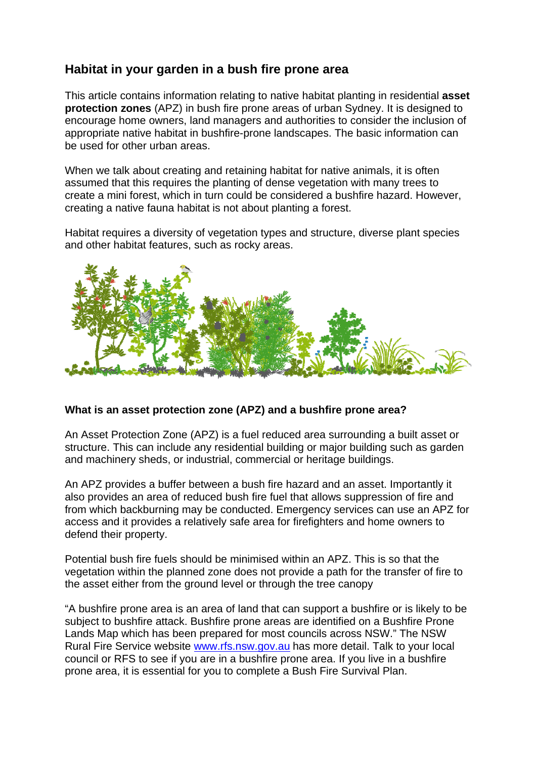## Habitat in your garden in a bush fire prone area

This article contains information relating to native habitat planting in residential **asset protection zones** (APZ) in bush fire prone areas of urban Sydney. It is designed to encourage home owners, land managers and authorities to consider the inclusion of appropriate native habitat in bushfire-prone landscapes. The basic information can be used for other urban areas.

When we talk about creating and retaining habitat for native animals, it is often assumed that this requires the planting of dense vegetation with many trees to create a mini forest, which in turn could be considered a bushfire hazard. However, creating a native fauna habitat is not about planting a forest.

Habitat requires a diversity of vegetation types and structure, diverse plant species and other habitat features, such as rocky areas.

### What is an asset protection zone (APZ) and a bushfire prone area?

An Asset Protection Zone (APZ) is a fuel reduced area surrounding a built asset or structure. This can include any residential building or major building such as garden and machinery sheds, or industrial, commercial or heritage buildings.

An APZ provides a buffer between a bush fire hazard and an asset. Importantly it also provides an area of reduced bush fire fuel that allows suppression of fire and from which backburning may be conducted. Emergency services can use an APZ for access and it provides a relatively safe area for firefighters and home owners to defend their property.

Potential bush fire fuels should be minimised within an APZ. This is so that the vegetation within the planned zone does not provide a path for the transfer of fire to the asset either from the ground level or through the tree canopy

"A bushfire prone area is an area of land that can support a bushfire or is likely to be subject to bushfire attack. Bushfire prone areas are identified on a Bushfire Prone Lands Map which has been prepared for most councils across NSW." The NSW Rural Fire Service website www.rfs.nsw.gov.au has more detail. Talk to your local council or RFS to see if you are in a bushfire prone area. If you live in a bushfire prone area, it is essential for you to complete a Bush Fire Survival Plan.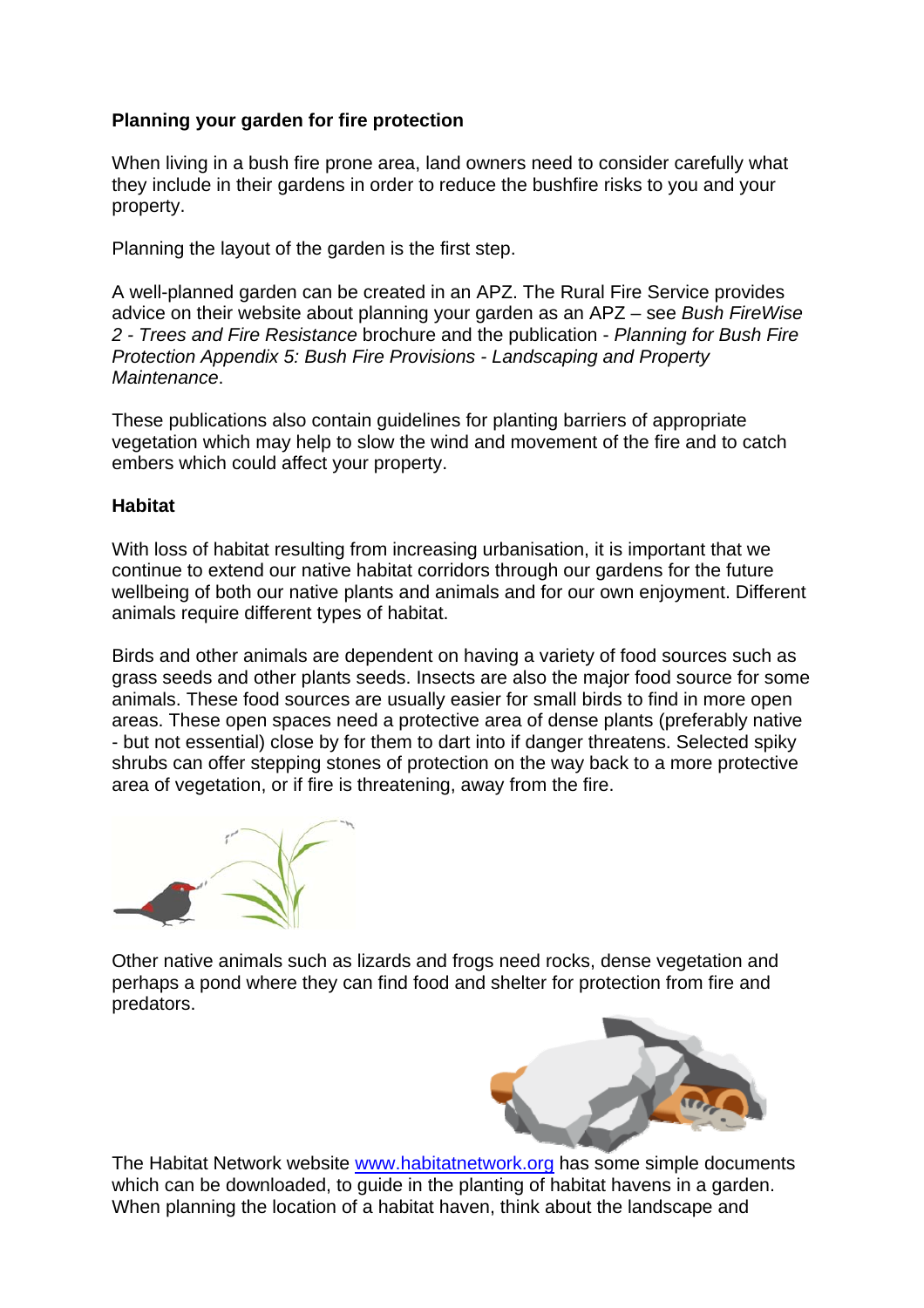**Planning your garden for fire protection**

When living in a bush fire prone area, land owners need to consider carefully what they include in their gardens in order to reduce the bushfire risks to you and your property.

Planning the layout of the garden is the first step.

A well-planned garden can be created in an APZ. The Rural Fire Service provides advice on their website about planning your garden as an APZ – see *Bush FireWise 2 - Trees and Fire Resistance* brochure and the publication - *Planning for Bush Fire Protection Appendix 5: Bush Fire Provisions - Landscaping and Property Maintenance*.

These publications also contain guidelines for planting barriers of appropriate vegetation which may help to slow the wind and movement of the fire and to catch embers which could affect your property.

**Habitat**

With loss of habitat resulting from increasing urbanisation, it is important that we continue to extend our native habitat corridors through our gardens for the future wellbeing of both our native plants and animals and for our own enjoyment. Different animals require different types of habitat.

Birds and other animals are dependent on having a variety of food sources such as grass seeds and other plants seeds. Insects are also the major food source for some animals. These food sources are usually easier for small birds to find in more open areas. These open spaces need a protective area of dense plants (preferably native - but not essential) close by for them to dart into if danger threatens. Selected spiky shrubs can offer stepping stones of protection on the way back to a more protective area of vegetation, or if fire is threatening, away from the fire.

Other native animals such as lizards and frogs need rocks, dense vegetation and perhaps a pond where they can find food and shelter for protection from fire and predators.

The Habitat Network website www.habitatnetwork.org has some simple documents which can be downloaded, to guide in the planting of habitat havens in a garden. When planning the location of a habitat haven, think about the landscape and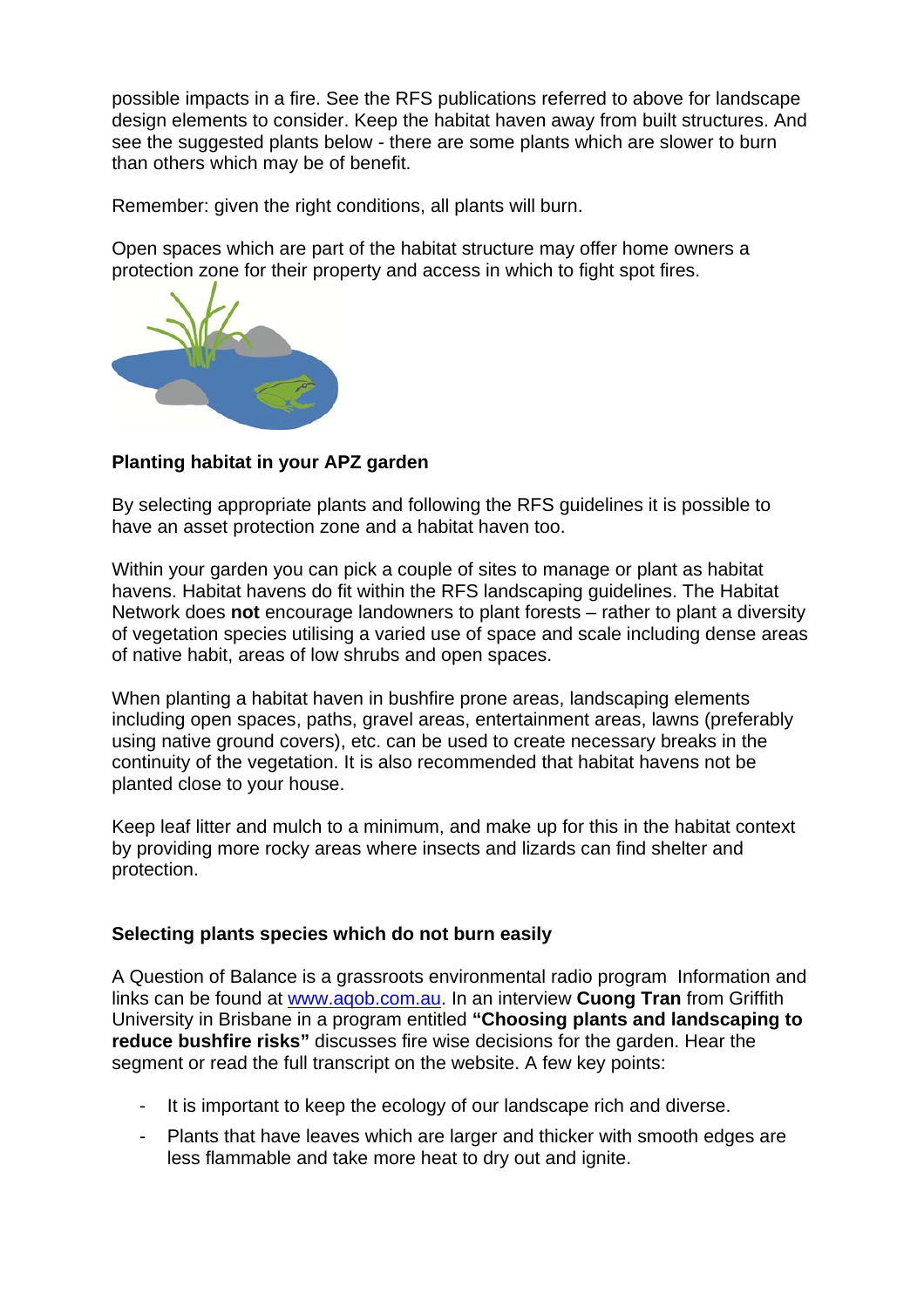possible impacts in a fire. See the RFS publications referred to above for landscape design elements to consider. Keep the habitat haven away from built structures. And see the suggested plants below - there are some plants which are slower to burn than others which may be of benefit.

Remember: given the right conditions, all plants will burn.

Open spaces which are part of the habitat structure may offer home owners a protection zone for their property and access in which to fight spot fires.

**Planting habitat in your APZ garden**

By selecting appropriate plants and following the RFS guidelines it is possible to have an asset protection zone and a habitat haven too.

Within your garden you can pick a couple of sites to manage or plant as habitat havens. Habitat havens do fit within the RFS landscaping guidelines. The Habitat Network does **not** encourage landowners to plant forests – rather to plant a diversity of vegetation species utilising a varied use of space and scale including dense areas of native habit, areas of low shrubs and open spaces.

When planting a habitat haven in bushfire prone areas, landscaping elements including open spaces, paths, gravel areas, entertainment areas, lawns (preferably using native ground covers), etc. can be used to create necessary breaks in the continuity of the vegetation. It is also recommended that habitat havens not be planted close to your house.

Keep leaf litter and mulch to a minimum, and make up for this in the habitat context by providing more rocky areas where insects and lizards can find shelter and protection.

**Selecting plants species which do not burn easily**

A Question of Balance is a grassroots environmental radio program Information and links can be found at www.aqob.com.au. In an interview **Cuong Tran** from Griffith University in Brisbane in a program entitled **"Choosing plants and landscaping to reduce bushfire risks"** discusses fire wise decisions for the garden. Hear the segment or read the full transcript on the website. A few key points:

- It is important to keep the ecology of our landscape rich and diverse.
- Plants that have leaves which are larger and thicker with smooth edges are less flammable and take more heat to dry out and ignite.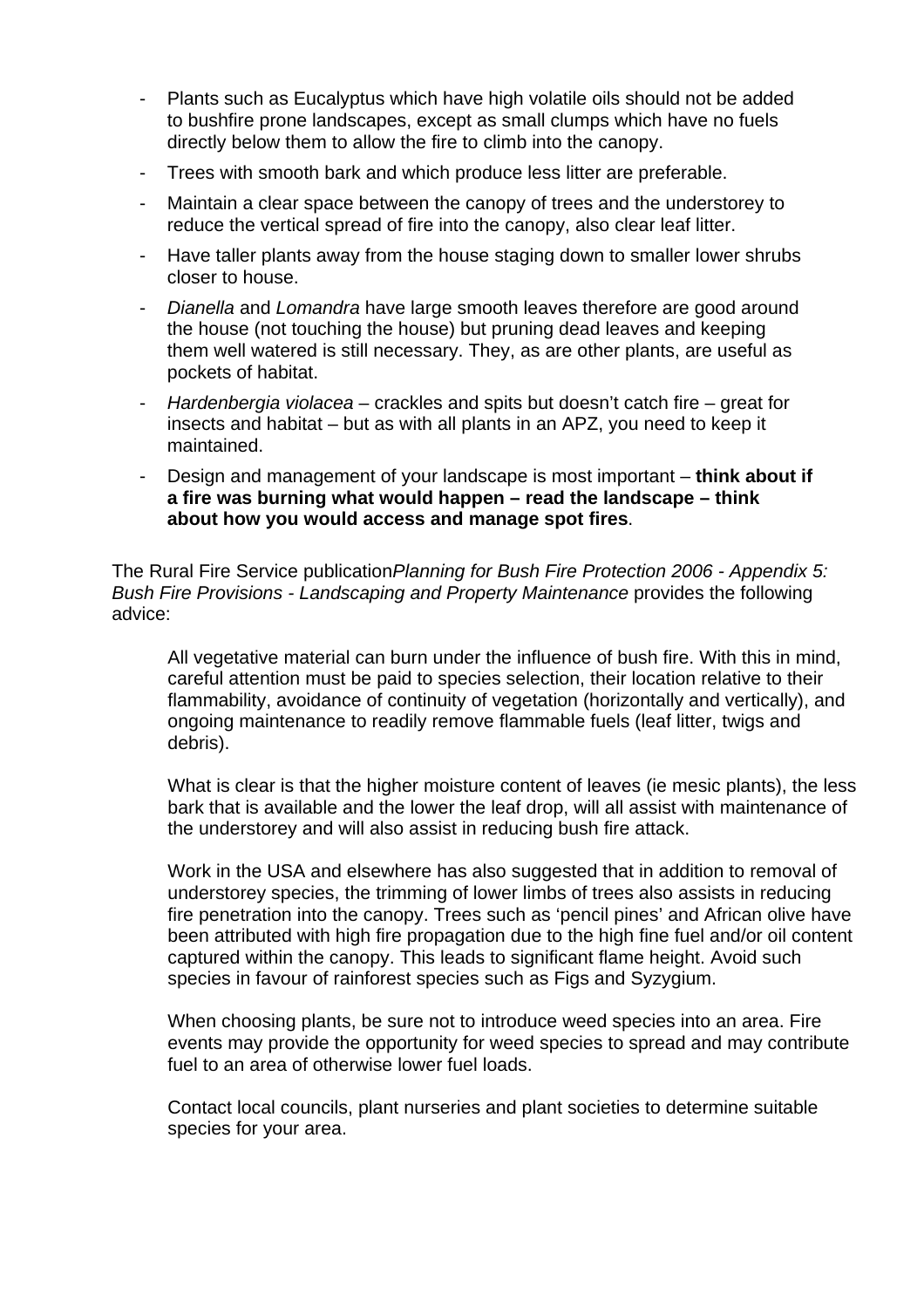- Plants such as Eucalyptus which have high volatile oils should not be added to bushfire prone landscapes, except as small clumps which have no fuels directly below them to allow the fire to climb into the canopy.
- Trees with smooth bark and which produce less litter are preferable.
- Maintain a clear space between the canopy of trees and the understorey to reduce the vertical spread of fire into the canopy, also clear leaf litter.
- Have taller plants away from the house staging down to smaller lower shrubs closer to house.
- *Dianella* and *Lomandra* have large smooth leaves therefore are good around the house (not touching the house) but pruning dead leaves and keeping them well watered is still necessary. They, as are other plants, are useful as pockets of habitat.
- *Hardenbergia violacea* – crackles and spits but doesn't catch fire – great for insects and habitat – but as with all plants in an APZ, you need to keep it maintained.
- Design and management of your landscape is most important – **think about if a fire was burning what would happen – read the landscape – think about how you would access and manage spot fires**.

The Rural Fire Service publication*Planning for Bush Fire Protection 2006 - Appendix 5: Bush Fire Provisions - Landscaping and Property Maintenance* provides the following advice:

> All vegetative material can burn under the influence of bush fire. With this in mind, careful attention must be paid to species selection, their location relative to their flammability, avoidance of continuity of vegetation (horizontally and vertically), and ongoing maintenance to readily remove flammable fuels (leaf litter, twigs and debris).
>
> What is clear is that the higher moisture content of leaves (ie mesic plants), the less bark that is available and the lower the leaf drop, will all assist with maintenance of the understorey and will also assist in reducing bush fire attack.
>
> Work in the USA and elsewhere has also suggested that in addition to removal of understorey species, the trimming of lower limbs of trees also assists in reducing fire penetration into the canopy. Trees such as 'pencil pines' and African olive have been attributed with high fire propagation due to the high fine fuel and/or oil content captured within the canopy. This leads to significant flame height. Avoid such species in favour of rainforest species such as Figs and Syzygium.
>
> When choosing plants, be sure not to introduce weed species into an area. Fire events may provide the opportunity for weed species to spread and may contribute fuel to an area of otherwise lower fuel loads.
>
> Contact local councils, plant nurseries and plant societies to determine suitable species for your area.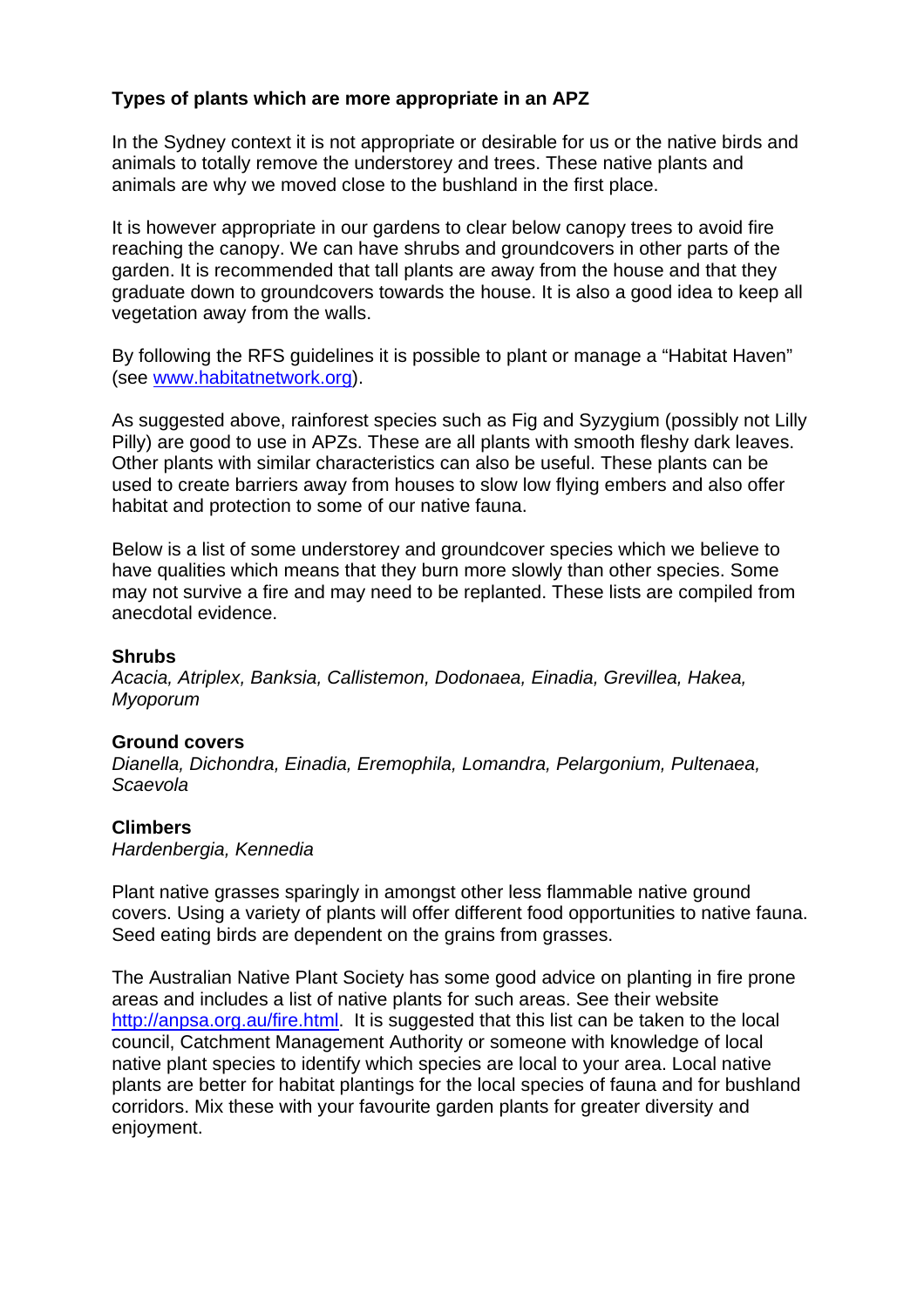**Types of plants which are more appropriate in an APZ**

In the Sydney context it is not appropriate or desirable for us or the native birds and animals to totally remove the understorey and trees. These native plants and animals are why we moved close to the bushland in the first place.

It is however appropriate in our gardens to clear below canopy trees to avoid fire reaching the canopy. We can have shrubs and groundcovers in other parts of the garden. It is recommended that tall plants are away from the house and that they graduate down to groundcovers towards the house. It is also a good idea to keep all vegetation away from the walls.

By following the RFS guidelines it is possible to plant or manage a "Habitat Haven" (see [www.habitatnetwork.org](www.habitatnetwork.org)).

As suggested above, rainforest species such as Fig and Syzygium (possibly not Lilly Pilly) are good to use in APZs. These are all plants with smooth fleshy dark leaves. Other plants with similar characteristics can also be useful. These plants can be used to create barriers away from houses to slow low flying embers and also offer habitat and protection to some of our native fauna.

Below is a list of some understorey and groundcover species which we believe to have qualities which means that they burn more slowly than other species. Some may not survive a fire and may need to be replanted. These lists are compiled from anecdotal evidence.

**Shrubs**
*Acacia, Atriplex, Banksia, Callistemon, Dodonaea, Einadia, Grevillea, Hakea, Myoporum*

**Ground covers**
*Dianella, Dichondra, Einadia, Eremophila, Lomandra, Pelargonium, Pultenaea, Scaevola*

**Climbers**
*Hardenbergia, Kennedia*

Plant native grasses sparingly in amongst other less flammable native ground covers. Using a variety of plants will offer different food opportunities to native fauna. Seed eating birds are dependent on the grains from grasses.

The Australian Native Plant Society has some good advice on planting in fire prone areas and includes a list of native plants for such areas. See their website [http://anpsa.org.au/fire.html](http://anpsa.org.au/fire.html). It is suggested that this list can be taken to the local council, Catchment Management Authority or someone with knowledge of local native plant species to identify which species are local to your area. Local native plants are better for habitat plantings for the local species of fauna and for bushland corridors. Mix these with your favourite garden plants for greater diversity and enjoyment.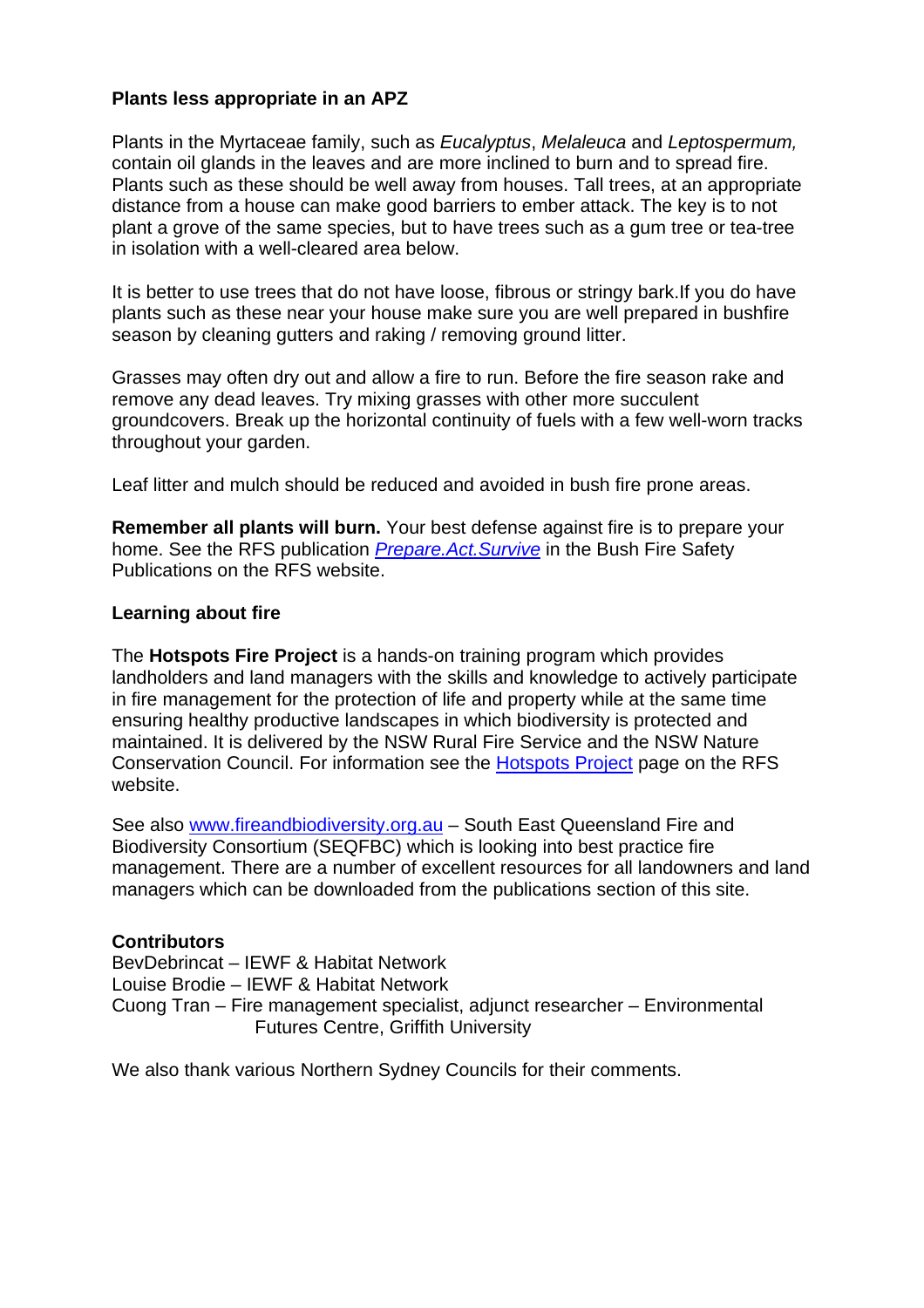**Plants less appropriate in an APZ**

Plants in the Myrtaceae family, such as *Eucalyptus*, *Melaleuca* and *Leptospermum,* contain oil glands in the leaves and are more inclined to burn and to spread fire. Plants such as these should be well away from houses. Tall trees, at an appropriate distance from a house can make good barriers to ember attack. The key is to not plant a grove of the same species, but to have trees such as a gum tree or tea-tree in isolation with a well-cleared area below.

It is better to use trees that do not have loose, fibrous or stringy bark.If you do have plants such as these near your house make sure you are well prepared in bushfire season by cleaning gutters and raking / removing ground litter.

Grasses may often dry out and allow a fire to run. Before the fire season rake and remove any dead leaves. Try mixing grasses with other more succulent groundcovers. Break up the horizontal continuity of fuels with a few well-worn tracks throughout your garden.

Leaf litter and mulch should be reduced and avoided in bush fire prone areas.

**Remember all plants will burn.** Your best defense against fire is to prepare your home. See the RFS publication *Prepare.Act.Survive* in the Bush Fire Safety Publications on the RFS website.

**Learning about fire**

The **Hotspots Fire Project** is a hands-on training program which provides landholders and land managers with the skills and knowledge to actively participate in fire management for the protection of life and property while at the same time ensuring healthy productive landscapes in which biodiversity is protected and maintained. It is delivered by the NSW Rural Fire Service and the NSW Nature Conservation Council. For information see the Hotspots Project page on the RFS website.

See also www.fireandbiodiversity.org.au – South East Queensland Fire and Biodiversity Consortium (SEQFBC) which is looking into best practice fire management. There are a number of excellent resources for all landowners and land managers which can be downloaded from the publications section of this site.

**Contributors**

BevDebrincat – IEWF & Habitat Network
Louise Brodie – IEWF & Habitat Network
Cuong Tran – Fire management specialist, adjunct researcher – Environmental Futures Centre, Griffith University

We also thank various Northern Sydney Councils for their comments.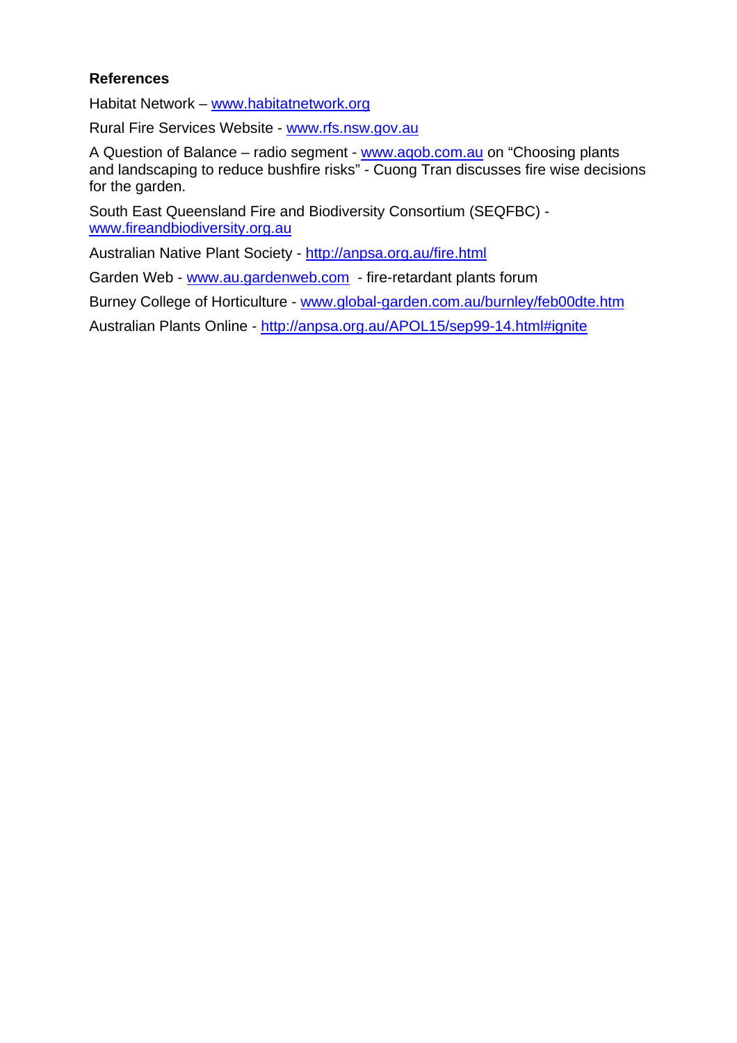**References**

Habitat Network – www.habitatnetwork.org

Rural Fire Services Website - www.rfs.nsw.gov.au

A Question of Balance – radio segment - www.aqob.com.au on "Choosing plants and landscaping to reduce bushfire risks" - Cuong Tran discusses fire wise decisions for the garden.

South East Queensland Fire and Biodiversity Consortium (SEQFBC) - www.fireandbiodiversity.org.au

Australian Native Plant Society - http://anpsa.org.au/fire.html

Garden Web - www.au.gardenweb.com - fire-retardant plants forum

Burney College of Horticulture - www.global-garden.com.au/burnley/feb00dte.htm

Australian Plants Online - http://anpsa.org.au/APOL15/sep99-14.html#ignite